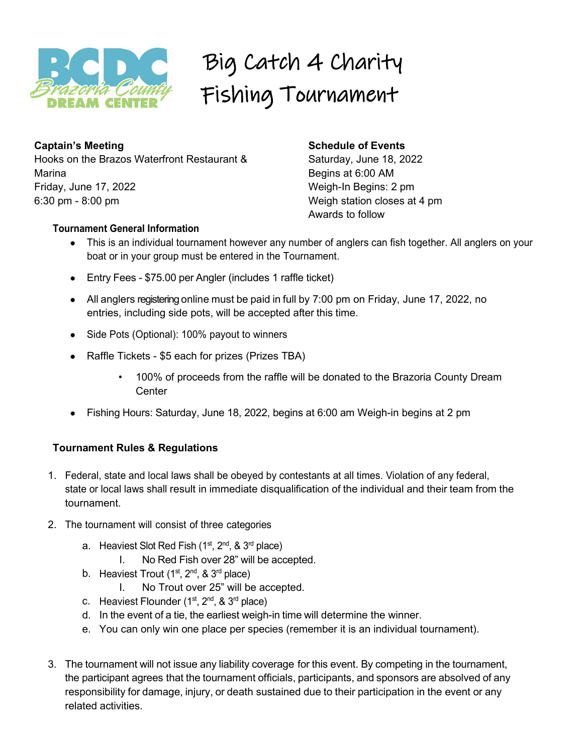# Big Catch 4 Charity Fishing Tournament

**Captain's Meeting**
Hooks on the Brazos Waterfront Restaurant & Marina
Friday, June 17, 2022
6:30 pm - 8:00 pm

**Schedule of Events**
Saturday, June 18, 2022
Begins at 6:00 AM
Weigh-In Begins: 2 pm
Weigh station closes at 4 pm
Awards to follow

### Tournament General Information

- This is an individual tournament however any number of anglers can fish together. All anglers on your boat or in your group must be entered in the Tournament.
- Entry Fees - $75.00 per Angler (includes 1 raffle ticket)
- All anglers registering online must be paid in full by 7:00 pm on Friday, June 17, 2022, no entries, including side pots, will be accepted after this time.
- Side Pots (Optional): 100% payout to winners
- Raffle Tickets - $5 each for prizes (Prizes TBA)
    - 100% of proceeds from the raffle will be donated to the Brazoria County Dream Center
- Fishing Hours: Saturday, June 18, 2022, begins at 6:00 am Weigh-in begins at 2 pm

### Tournament Rules & Regulations

1. Federal, state and local laws shall be obeyed by contestants at all times. Violation of any federal, state or local laws shall result in immediate disqualification of the individual and their team from the tournament.
2. The tournament will consist of three categories
    a. Heaviest Slot Red Fish (1st, 2nd, & 3rd place)
        I. No Red Fish over 28" will be accepted.
    b. Heaviest Trout (1st, 2nd, & 3rd place)
        I. No Trout over 25" will be accepted.
    c. Heaviest Flounder (1st, 2nd, & 3rd place)
    d. In the event of a tie, the earliest weigh-in time will determine the winner.
    e. You can only win one place per species (remember it is an individual tournament).
3. The tournament will not issue any liability coverage for this event. By competing in the tournament, the participant agrees that the tournament officials, participants, and sponsors are absolved of any responsibility for damage, injury, or death sustained due to their participation in the event or any related activities.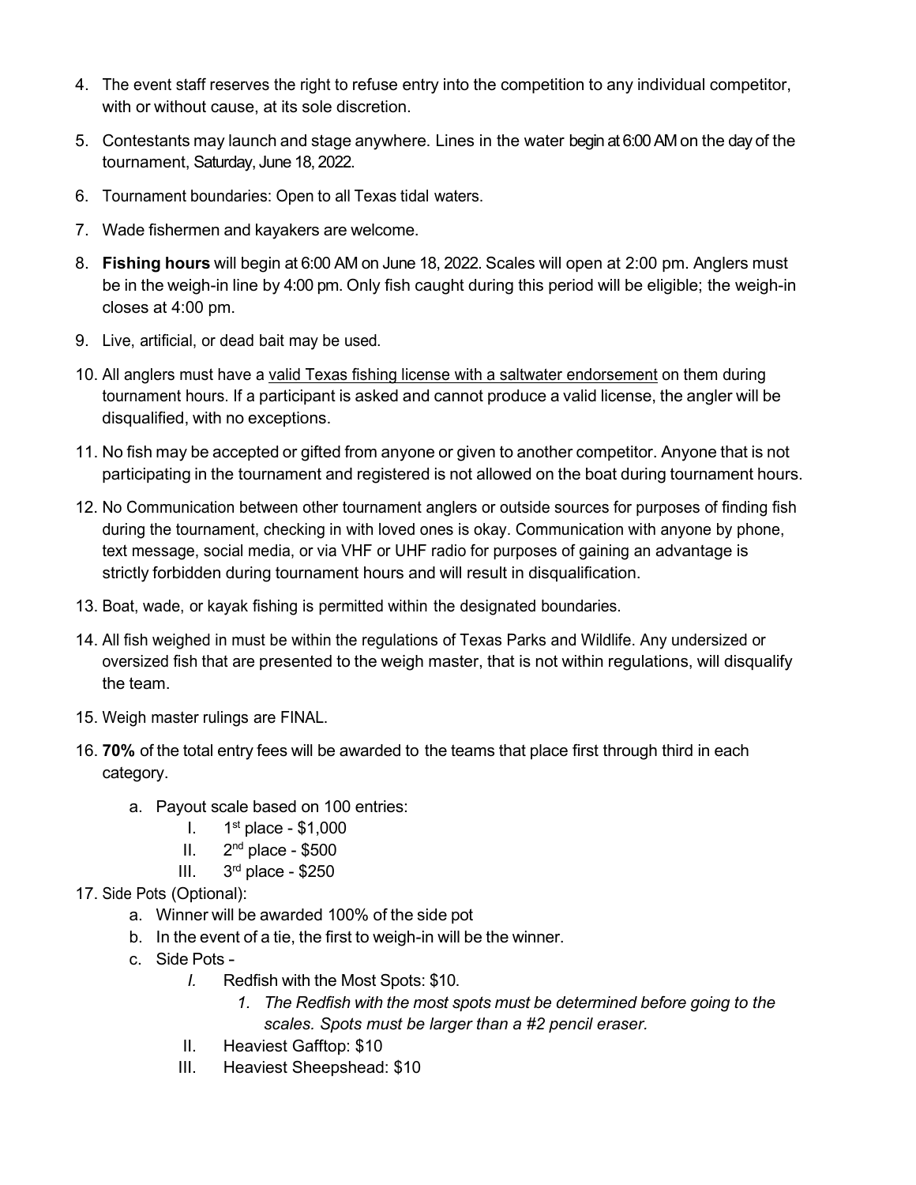4. The event staff reserves the right to refuse entry into the competition to any individual competitor, with or without cause, at its sole discretion.
5. Contestants may launch and stage anywhere. Lines in the water begin at 6:00 AM on the day of the tournament, Saturday, June 18, 2022.
6. Tournament boundaries: Open to all Texas tidal waters.
7. Wade fishermen and kayakers are welcome.
8. **Fishing hours** will begin at 6:00 AM on June 18, 2022. Scales will open at 2:00 pm. Anglers must be in the weigh-in line by 4:00 pm. Only fish caught during this period will be eligible; the weigh-in closes at 4:00 pm.
9. Live, artificial, or dead bait may be used.
10. All anglers must have a <u>valid Texas fishing license with a saltwater endorsement</u> on them during tournament hours. If a participant is asked and cannot produce a valid license, the angler will be disqualified, with no exceptions.
11. No fish may be accepted or gifted from anyone or given to another competitor. Anyone that is not participating in the tournament and registered is not allowed on the boat during tournament hours.
12. No Communication between other tournament anglers or outside sources for purposes of finding fish during the tournament, checking in with loved ones is okay. Communication with anyone by phone, text message, social media, or via VHF or UHF radio for purposes of gaining an advantage is strictly forbidden during tournament hours and will result in disqualification.
13. Boat, wade, or kayak fishing is permitted within the designated boundaries.
14. All fish weighed in must be within the regulations of Texas Parks and Wildlife. Any undersized or oversized fish that are presented to the weigh master, that is not within regulations, will disqualify the team.
15. Weigh master rulings are FINAL.
16. **70%** of the total entry fees will be awarded to the teams that place first through third in each category.
    a. Payout scale based on 100 entries:
        I. 1st place - $1,000
        II. 2nd place - $500
        III. 3rd place - $250
17. Side Pots (Optional):
    a. Winner will be awarded 100% of the side pot
    b. In the event of a tie, the first to weigh-in will be the winner.
    c. Side Pots -
        *I.* Redfish with the Most Spots: $10.
            1. *The Redfish with the most spots must be determined before going to the scales. Spots must be larger than a #2 pencil eraser.*
        II. Heaviest Gafftop: $10
        III. Heaviest Sheepshead: $10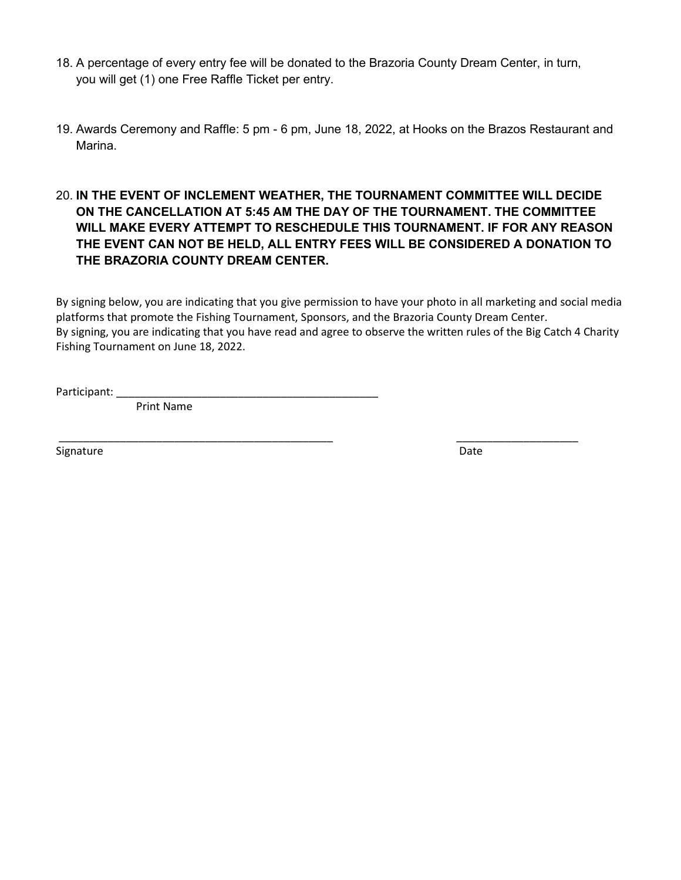18. A percentage of every entry fee will be donated to the Brazoria County Dream Center, in turn, you will get (1) one Free Raffle Ticket per entry.

19. Awards Ceremony and Raffle: 5 pm - 6 pm, June 18, 2022, at Hooks on the Brazos Restaurant and Marina.

20. **IN THE EVENT OF INCLEMENT WEATHER, THE TOURNAMENT COMMITTEE WILL DECIDE ON THE CANCELLATION AT 5:45 AM THE DAY OF THE TOURNAMENT. THE COMMITTEE WILL MAKE EVERY ATTEMPT TO RESCHEDULE THIS TOURNAMENT. IF FOR ANY REASON THE EVENT CAN NOT BE HELD, ALL ENTRY FEES WILL BE CONSIDERED A DONATION TO THE BRAZORIA COUNTY DREAM CENTER.**

By signing below, you are indicating that you give permission to have your photo in all marketing and social media platforms that promote the Fishing Tournament, Sponsors, and the Brazoria County Dream Center.
By signing, you are indicating that you have read and agree to observe the written rules of the Big Catch 4 Charity Fishing Tournament on June 18, 2022.

Participant: ____________________________________________
Print Name

______________________________________________ ____________________
Signature Date